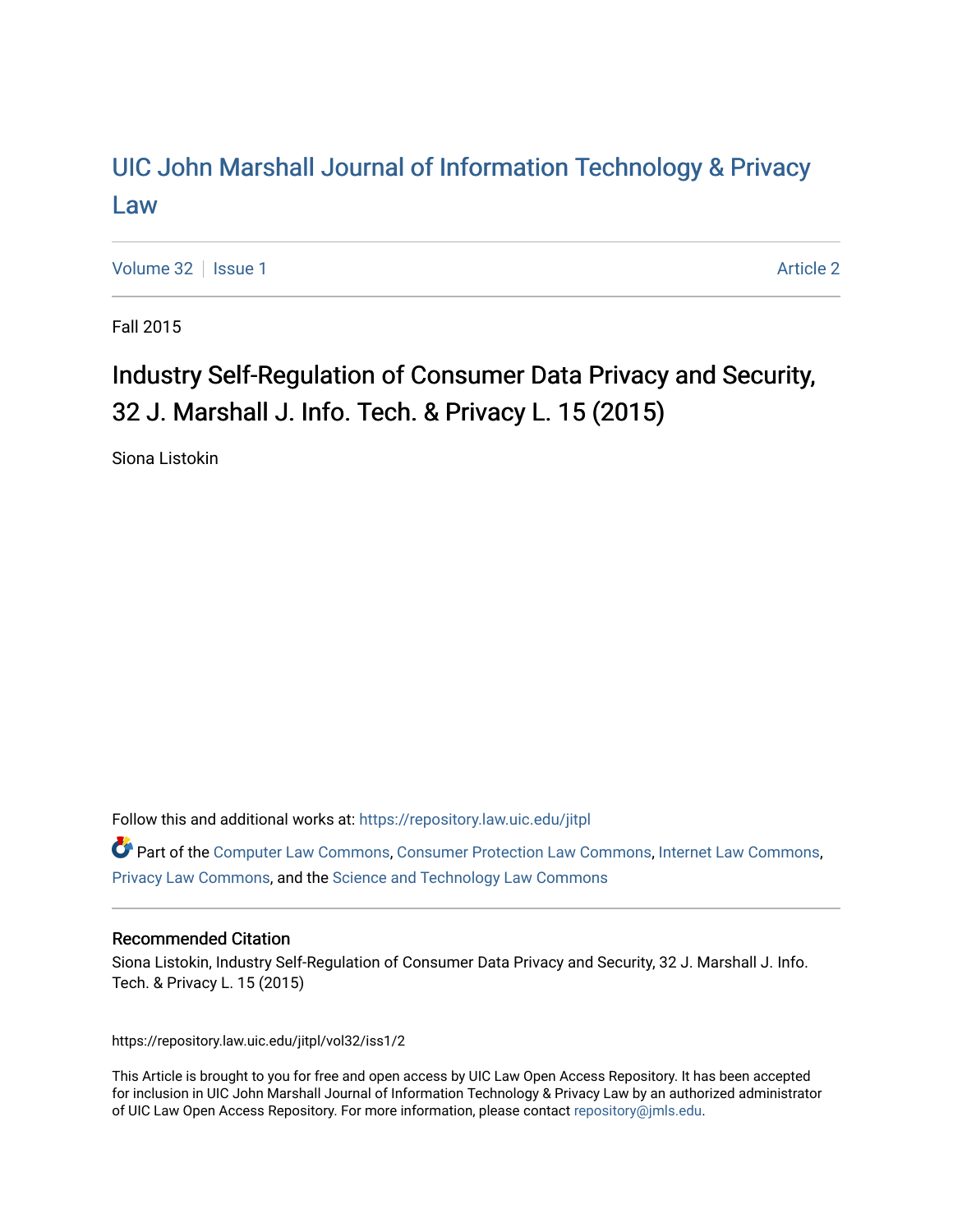# UIC John Marshall Journal of Information Technology & Privacy Law

Volume 32 | Issue 1 | Article 2

Fall 2015

## Industry Self-Regulation of Consumer Data Privacy and Security, 32 J. Marshall J. Info. Tech. & Privacy L. 15 (2015)

Siona Listokin

Follow this and additional works at: https://repository.law.uic.edu/jitpl

Part of the Computer Law Commons, Consumer Protection Law Commons, Internet Law Commons, Privacy Law Commons, and the Science and Technology Law Commons

### Recommended Citation

Siona Listokin, Industry Self-Regulation of Consumer Data Privacy and Security, 32 J. Marshall J. Info. Tech. & Privacy L. 15 (2015)

https://repository.law.uic.edu/jitpl/vol32/iss1/2

This Article is brought to you for free and open access by UIC Law Open Access Repository. It has been accepted for inclusion in UIC John Marshall Journal of Information Technology & Privacy Law by an authorized administrator of UIC Law Open Access Repository. For more information, please contact repository@jmls.edu.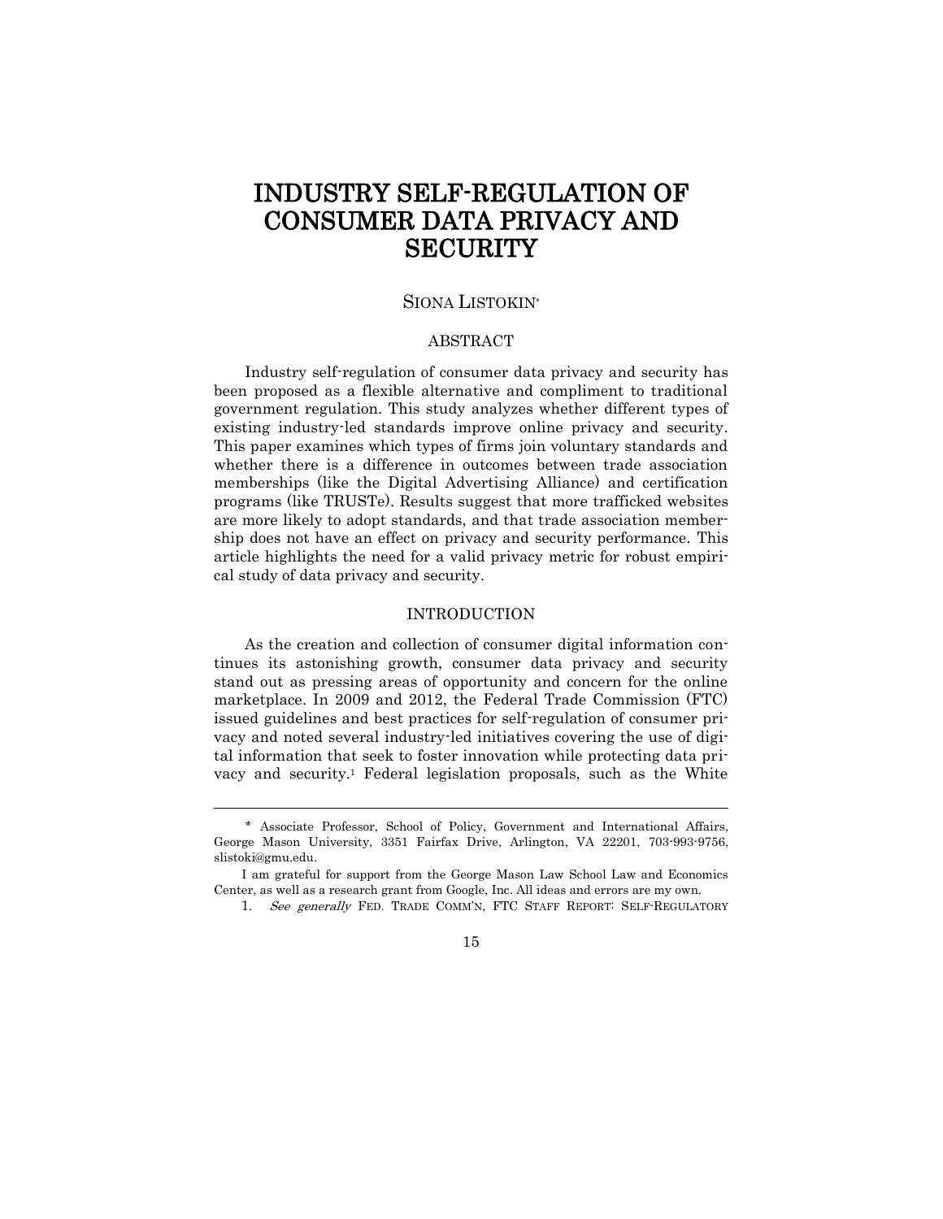# INDUSTRY SELF-REGULATION OF CONSUMER DATA PRIVACY AND SECURITY

SIONA LISTOKIN*

## ABSTRACT

Industry self-regulation of consumer data privacy and security has been proposed as a flexible alternative and compliment to traditional government regulation. This study analyzes whether different types of existing industry-led standards improve online privacy and security. This paper examines which types of firms join voluntary standards and whether there is a difference in outcomes between trade association memberships (like the Digital Advertising Alliance) and certification programs (like TRUSTe). Results suggest that more trafficked websites are more likely to adopt standards, and that trade association membership does not have an effect on privacy and security performance. This article highlights the need for a valid privacy metric for robust empirical study of data privacy and security.

## INTRODUCTION

As the creation and collection of consumer digital information continues its astonishing growth, consumer data privacy and security stand out as pressing areas of opportunity and concern for the online marketplace. In 2009 and 2012, the Federal Trade Commission (FTC) issued guidelines and best practices for self-regulation of consumer privacy and noted several industry-led initiatives covering the use of digital information that seek to foster innovation while protecting data privacy and security.[1] Federal legislation proposals, such as the White

---

\* Associate Professor, School of Policy, Government and International Affairs, George Mason University, 3351 Fairfax Drive, Arlington, VA 22201, 703-993-9756, slistoki@gmu.edu.

I am grateful for support from the George Mason Law School Law and Economics Center, as well as a research grant from Google, Inc. All ideas and errors are my own.

1. *See generally* FED. TRADE COMM'N, FTC STAFF REPORT: SELF-REGULATORY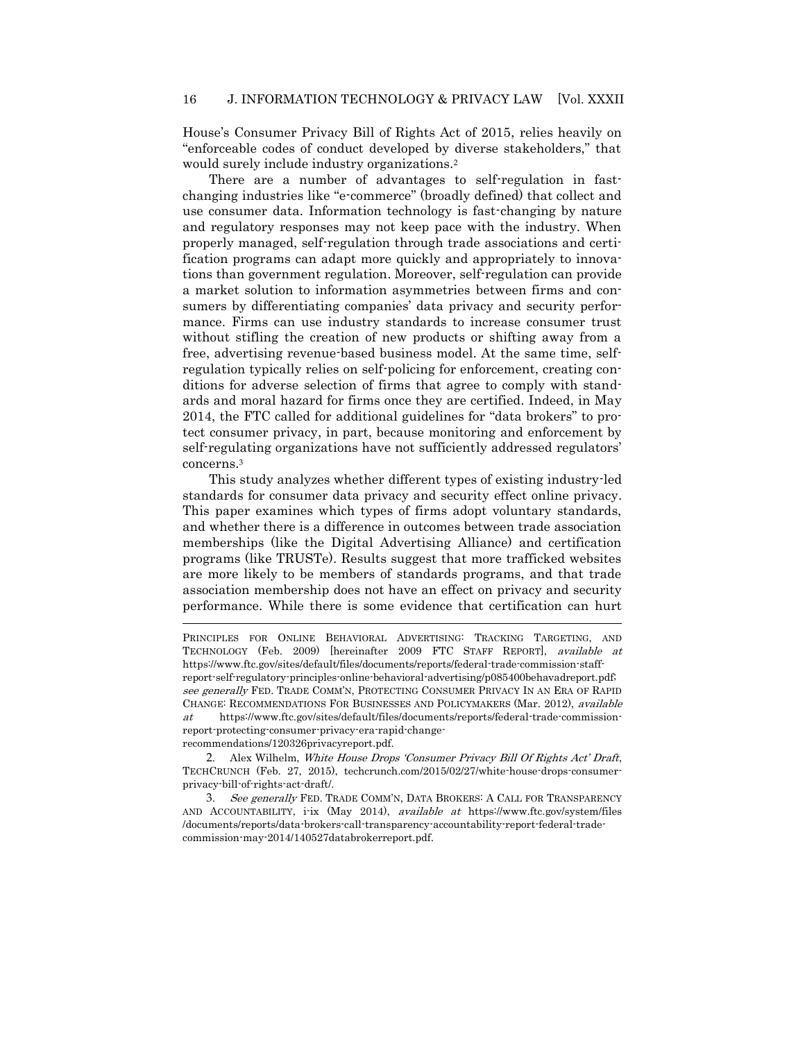House's Consumer Privacy Bill of Rights Act of 2015, relies heavily on "enforceable codes of conduct developed by diverse stakeholders," that would surely include industry organizations.[2]

There are a number of advantages to self-regulation in fast-changing industries like "e-commerce" (broadly defined) that collect and use consumer data. Information technology is fast-changing by nature and regulatory responses may not keep pace with the industry. When properly managed, self-regulation through trade associations and certification programs can adapt more quickly and appropriately to innovations than government regulation. Moreover, self-regulation can provide a market solution to information asymmetries between firms and consumers by differentiating companies' data privacy and security performance. Firms can use industry standards to increase consumer trust without stifling the creation of new products or shifting away from a free, advertising revenue-based business model. At the same time, self-regulation typically relies on self-policing for enforcement, creating conditions for adverse selection of firms that agree to comply with standards and moral hazard for firms once they are certified. Indeed, in May 2014, the FTC called for additional guidelines for "data brokers" to protect consumer privacy, in part, because monitoring and enforcement by self-regulating organizations have not sufficiently addressed regulators' concerns.[3]

This study analyzes whether different types of existing industry-led standards for consumer data privacy and security effect online privacy. This paper examines which types of firms adopt voluntary standards, and whether there is a difference in outcomes between trade association memberships (like the Digital Advertising Alliance) and certification programs (like TRUSTe). Results suggest that more trafficked websites are more likely to be members of standards programs, and that trade association membership does not have an effect on privacy and security performance. While there is some evidence that certification can hurt

---

PRINCIPLES FOR ONLINE BEHAVIORAL ADVERTISING: TRACKING TARGETING, AND TECHNOLOGY (Feb. 2009) [hereinafter 2009 FTC STAFF REPORT], *available at* https://www.ftc.gov/sites/default/files/documents/reports/federal-trade-commission-staff-report-self-regulatory-principles-online-behavioral-advertising/p085400behavadreport.pdf; *see generally* FED. TRADE COMM'N, PROTECTING CONSUMER PRIVACY IN AN ERA OF RAPID CHANGE: RECOMMENDATIONS FOR BUSINESSES AND POLICYMAKERS (Mar. 2012), *available at* https://www.ftc.gov/sites/default/files/documents/reports/federal-trade-commission-report-protecting-consumer-privacy-era-rapid-change-recommendations/120326privacyreport.pdf.

2. Alex Wilhelm, *White House Drops 'Consumer Privacy Bill Of Rights Act' Draft*, TECHCRUNCH (Feb. 27, 2015), techcrunch.com/2015/02/27/white-house-drops-consumer-privacy-bill-of-rights-act-draft/.

3. *See generally* FED. TRADE COMM'N, DATA BROKERS: A CALL FOR TRANSPARENCY AND ACCOUNTABILITY, i-ix (May 2014), *available at* https://www.ftc.gov/system/files/documents/reports/data-brokers-call-transparency-accountability-report-federal-trade-commission-may-2014/140527databrokerreport.pdf.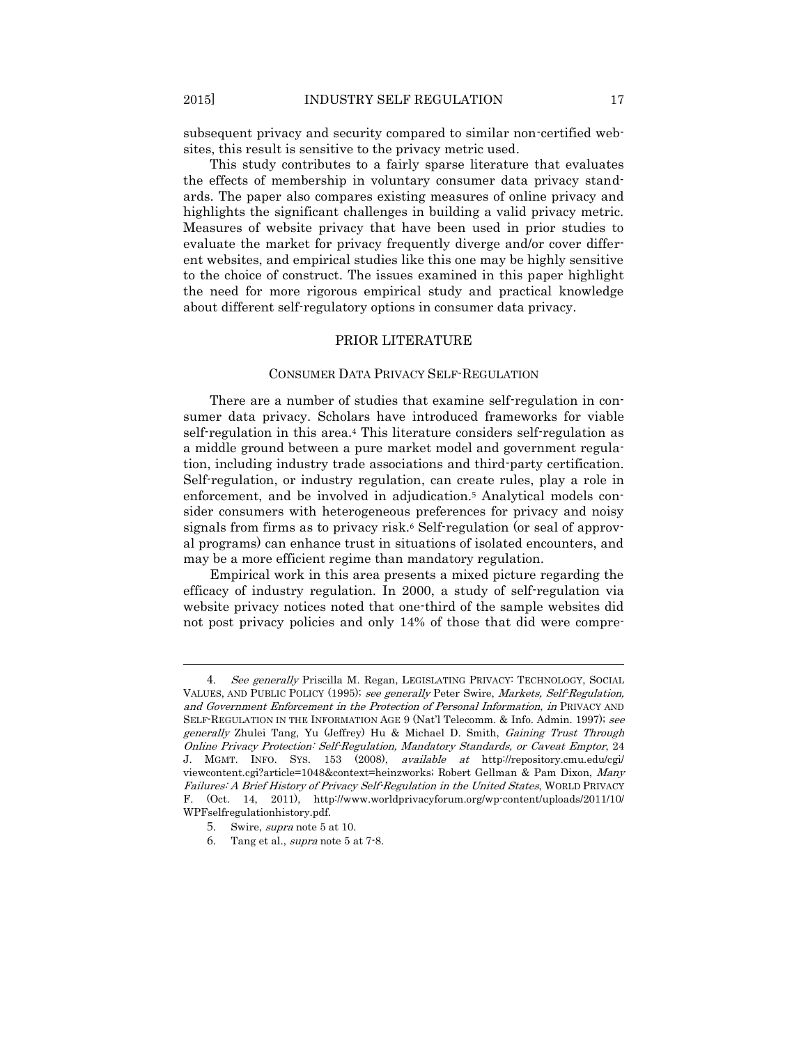subsequent privacy and security compared to similar non-certified websites, this result is sensitive to the privacy metric used.

This study contributes to a fairly sparse literature that evaluates the effects of membership in voluntary consumer data privacy standards. The paper also compares existing measures of online privacy and highlights the significant challenges in building a valid privacy metric. Measures of website privacy that have been used in prior studies to evaluate the market for privacy frequently diverge and/or cover different websites, and empirical studies like this one may be highly sensitive to the choice of construct. The issues examined in this paper highlight the need for more rigorous empirical study and practical knowledge about different self-regulatory options in consumer data privacy.

## PRIOR LITERATURE

### CONSUMER DATA PRIVACY SELF-REGULATION

There are a number of studies that examine self-regulation in consumer data privacy. Scholars have introduced frameworks for viable self-regulation in this area.[4] This literature considers self-regulation as a middle ground between a pure market model and government regulation, including industry trade associations and third-party certification. Self-regulation, or industry regulation, can create rules, play a role in enforcement, and be involved in adjudication.[5] Analytical models consider consumers with heterogeneous preferences for privacy and noisy signals from firms as to privacy risk.[6] Self-regulation (or seal of approval programs) can enhance trust in situations of isolated encounters, and may be a more efficient regime than mandatory regulation.

Empirical work in this area presents a mixed picture regarding the efficacy of industry regulation. In 2000, a study of self-regulation via website privacy notices noted that one-third of the sample websites did not post privacy policies and only 14% of those that did were compre-

---

4. *See generally* Priscilla M. Regan, LEGISLATING PRIVACY: TECHNOLOGY, SOCIAL VALUES, AND PUBLIC POLICY (1995); *see generally* Peter Swire, *Markets, Self-Regulation, and Government Enforcement in the Protection of Personal Information*, *in* PRIVACY AND SELF-REGULATION IN THE INFORMATION AGE 9 (Nat'l Telecomm. & Info. Admin. 1997); *see generally* Zhulei Tang, Yu (Jeffrey) Hu & Michael D. Smith, *Gaining Trust Through Online Privacy Protection: Self-Regulation, Mandatory Standards, or Caveat Emptor*, 24 J. MGMT. INFO. SYS. 153 (2008), *available at* http://repository.cmu.edu/cgi/viewcontent.cgi?article=1048&context=heinzworks; Robert Gellman & Pam Dixon, *Many Failures: A Brief History of Privacy Self-Regulation in the United States*, WORLD PRIVACY F. (Oct. 14, 2011), http://www.worldprivacyforum.org/wp-content/uploads/2011/10/WPFselfregulationhistory.pdf.

5. Swire, *supra* note 5 at 10.

6. Tang et al., *supra* note 5 at 7-8.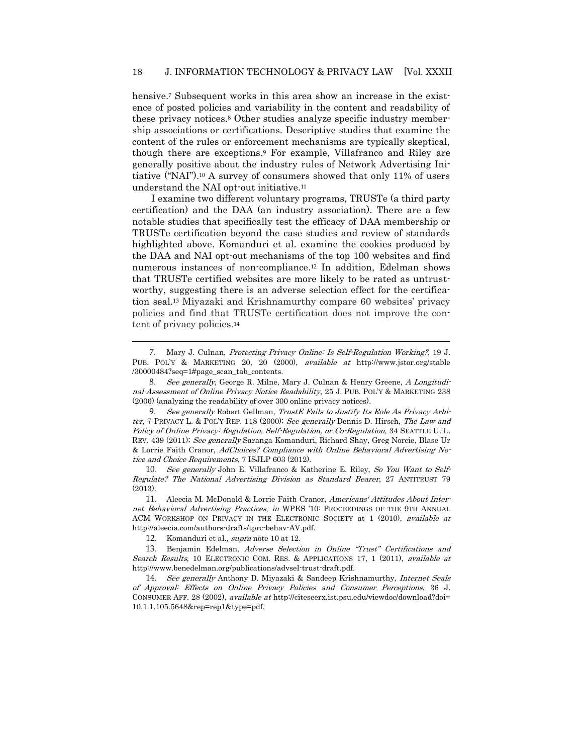hensive.[7] Subsequent works in this area show an increase in the existence of posted policies and variability in the content and readability of these privacy notices.[8] Other studies analyze specific industry membership associations or certifications. Descriptive studies that examine the content of the rules or enforcement mechanisms are typically skeptical, though there are exceptions.[9] For example, Villafranco and Riley are generally positive about the industry rules of Network Advertising Initiative ("NAI").[10] A survey of consumers showed that only 11% of users understand the NAI opt-out initiative.[11]

I examine two different voluntary programs, TRUSTe (a third party certification) and the DAA (an industry association). There are a few notable studies that specifically test the efficacy of DAA membership or TRUSTe certification beyond the case studies and review of standards highlighted above. Komanduri et al. examine the cookies produced by the DAA and NAI opt-out mechanisms of the top 100 websites and find numerous instances of non-compliance.[12] In addition, Edelman shows that TRUSTe certified websites are more likely to be rated as untrustworthy, suggesting there is an adverse selection effect for the certification seal.[13] Miyazaki and Krishnamurthy compare 60 websites' privacy policies and find that TRUSTe certification does not improve the content of privacy policies.[14]

---

7. Mary J. Culnan, *Protecting Privacy Online: Is Self-Regulation Working?*, 19 J. PUB. POL'Y & MARKETING 20, 20 (2000), *available at* http://www.jstor.org/stable/30000484?seq=1#page_scan_tab_contents.

8. *See generally*, George R. Milne, Mary J. Culnan & Henry Greene, *A Longitudinal Assessment of Online Privacy Notice Readability*, 25 J. PUB. POL'Y & MARKETING 238 (2006) (analyzing the readability of over 300 online privacy notices).

9. *See generally* Robert Gellman, *TrustE Fails to Justify Its Role As Privacy Arbiter*, 7 PRIVACY L. & POL'Y REP. 118 (2000); *See generally* Dennis D. Hirsch, *The Law and Policy of Online Privacy: Regulation, Self-Regulation, or Co-Regulation*, 34 SEATTLE U. L. REV. 439 (2011); *See generally* Saranga Komanduri, Richard Shay, Greg Norcie, Blase Ur & Lorrie Faith Cranor, *AdChoices? Compliance with Online Behavioral Advertising Notice and Choice Requirements*, 7 ISJLP 603 (2012).

10. *See generally* John E. Villafranco & Katherine E. Riley, *So You Want to Self-Regulate? The National Advertising Division as Standard Bearer*, 27 ANTITRUST 79 (2013).

11. Aleecia M. McDonald & Lorrie Faith Cranor, *Americans' Attitudes About Internet Behavioral Advertising Practices*, *in* WPES '10: PROCEEDINGS OF THE 9TH ANNUAL ACM WORKSHOP ON PRIVACY IN THE ELECTRONIC SOCIETY at 1 (2010), *available at* http://aleecia.com/authors-drafts/tprc-behav-AV.pdf.

12. Komanduri et al., *supra* note 10 at 12.

13. Benjamin Edelman, *Adverse Selection in Online "Trust" Certifications and Search Results*, 10 ELECTRONIC COM. RES. & APPLICATIONS 17, 1 (2011), *available at* http://www.benedelman.org/publications/advsel-trust-draft.pdf.

14. *See generally* Anthony D. Miyazaki & Sandeep Krishnamurthy, *Internet Seals of Approval: Effects on Online Privacy Policies and Consumer Perceptions*, 36 J. CONSUMER AFF. 28 (2002), *available at* http://citeseerx.ist.psu.edu/viewdoc/download?doi=10.1.1.105.5648&rep=rep1&type=pdf.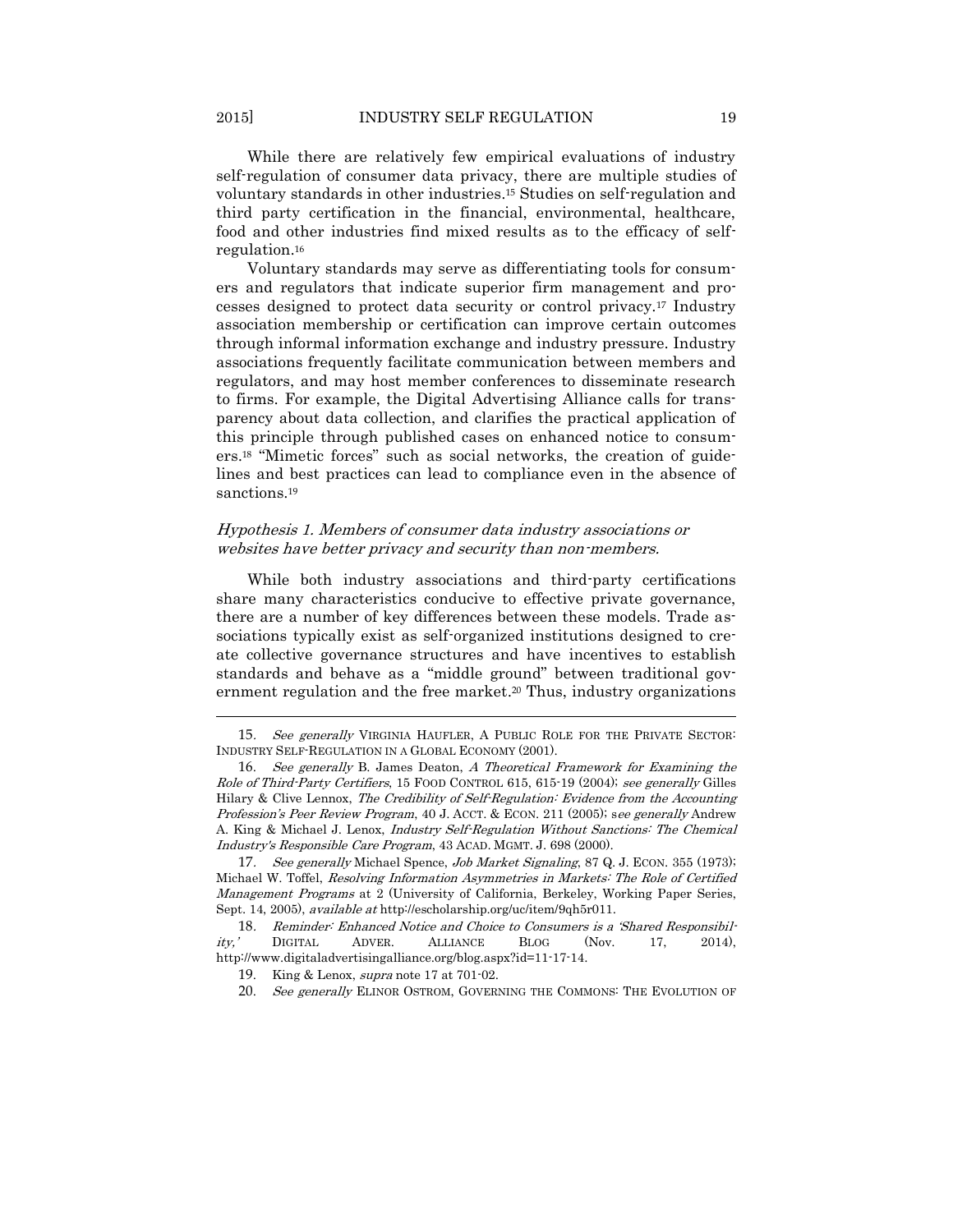While there are relatively few empirical evaluations of industry self-regulation of consumer data privacy, there are multiple studies of voluntary standards in other industries.[15] Studies on self-regulation and third party certification in the financial, environmental, healthcare, food and other industries find mixed results as to the efficacy of self-regulation.[16]

Voluntary standards may serve as differentiating tools for consumers and regulators that indicate superior firm management and processes designed to protect data security or control privacy.[17] Industry association membership or certification can improve certain outcomes through informal information exchange and industry pressure. Industry associations frequently facilitate communication between members and regulators, and may host member conferences to disseminate research to firms. For example, the Digital Advertising Alliance calls for transparency about data collection, and clarifies the practical application of this principle through published cases on enhanced notice to consumers.[18] "Mimetic forces" such as social networks, the creation of guidelines and best practices can lead to compliance even in the absence of sanctions.[19]

*Hypothesis 1. Members of consumer data industry associations or websites have better privacy and security than non-members.*

While both industry associations and third-party certifications share many characteristics conducive to effective private governance, there are a number of key differences between these models. Trade associations typically exist as self-organized institutions designed to create collective governance structures and have incentives to establish standards and behave as a "middle ground" between traditional government regulation and the free market.[20] Thus, industry organizations

---

15. *See generally* VIRGINIA HAUFLER, A PUBLIC ROLE FOR THE PRIVATE SECTOR: INDUSTRY SELF-REGULATION IN A GLOBAL ECONOMY (2001).

16. *See generally* B. James Deaton, *A Theoretical Framework for Examining the Role of Third-Party Certifiers*, 15 FOOD CONTROL 615, 615-19 (2004); *see generally* Gilles Hilary & Clive Lennox, *The Credibility of Self-Regulation: Evidence from the Accounting Profession's Peer Review Program*, 40 J. ACCT. & ECON. 211 (2005); s*ee generally* Andrew A. King & Michael J. Lenox, *Industry Self-Regulation Without Sanctions: The Chemical Industry's Responsible Care Program*, 43 ACAD. MGMT. J. 698 (2000).

17. *See generally* Michael Spence, *Job Market Signaling*, 87 Q. J. ECON. 355 (1973); Michael W. Toffel, *Resolving Information Asymmetries in Markets: The Role of Certified Management Programs* at 2 (University of California, Berkeley, Working Paper Series, Sept. 14, 2005), *available at* http://escholarship.org/uc/item/9qh5r011.

18. *Reminder: Enhanced Notice and Choice to Consumers is a 'Shared Responsibility,'* DIGITAL ADVER. ALLIANCE BLOG (Nov. 17, 2014), http://www.digitaladvertisingalliance.org/blog.aspx?id=11-17-14.

19. King & Lenox, *supra* note 17 at 701-02.

20. *See generally* ELINOR OSTROM, GOVERNING THE COMMONS: THE EVOLUTION OF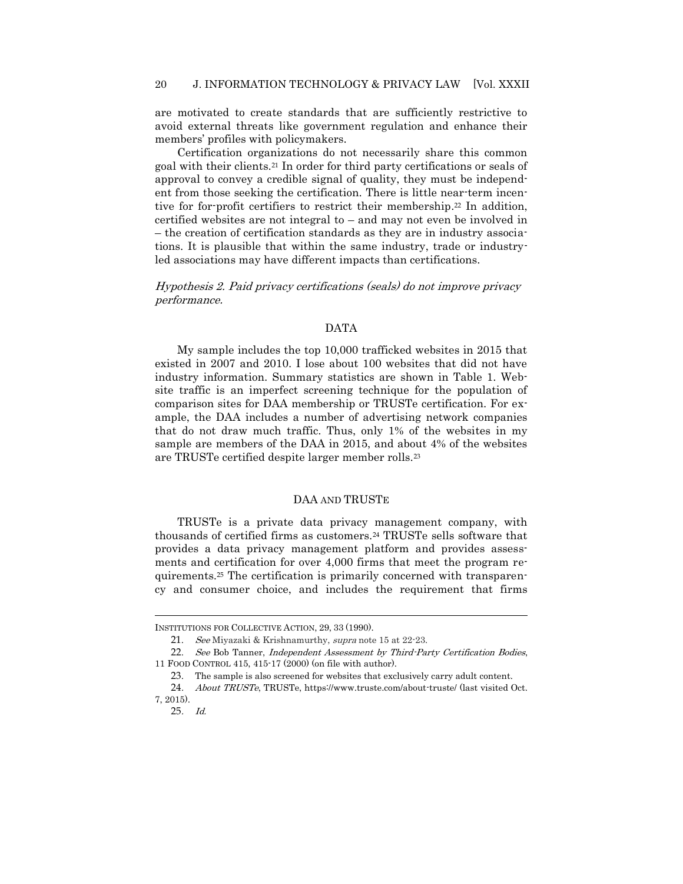are motivated to create standards that are sufficiently restrictive to avoid external threats like government regulation and enhance their members' profiles with policymakers.

Certification organizations do not necessarily share this common goal with their clients.[21] In order for third party certifications or seals of approval to convey a credible signal of quality, they must be independent from those seeking the certification. There is little near-term incentive for for-profit certifiers to restrict their membership.[22] In addition, certified websites are not integral to – and may not even be involved in – the creation of certification standards as they are in industry associations. It is plausible that within the same industry, trade or industry-led associations may have different impacts than certifications.

*Hypothesis 2. Paid privacy certifications (seals) do not improve privacy performance.*

## DATA

My sample includes the top 10,000 trafficked websites in 2015 that existed in 2007 and 2010. I lose about 100 websites that did not have industry information. Summary statistics are shown in Table 1. Website traffic is an imperfect screening technique for the population of comparison sites for DAA membership or TRUSTe certification. For example, the DAA includes a number of advertising network companies that do not draw much traffic. Thus, only 1% of the websites in my sample are members of the DAA in 2015, and about 4% of the websites are TRUSTe certified despite larger member rolls.[23]

## DAA AND TRUSTE

TRUSTe is a private data privacy management company, with thousands of certified firms as customers.[24] TRUSTe sells software that provides a data privacy management platform and provides assessments and certification for over 4,000 firms that meet the program requirements.[25] The certification is primarily concerned with transparency and consumer choice, and includes the requirement that firms

---

INSTITUTIONS FOR COLLECTIVE ACTION, 29, 33 (1990).

21. *See* Miyazaki & Krishnamurthy, *supra* note 15 at 22-23.

22. *See* Bob Tanner, *Independent Assessment by Third-Party Certification Bodies*, 11 FOOD CONTROL 415, 415-17 (2000) (on file with author).

23. The sample is also screened for websites that exclusively carry adult content.

24. *About TRUSTe*, TRUSTe, https://www.truste.com/about-truste/ (last visited Oct. 7, 2015).

25. *Id.*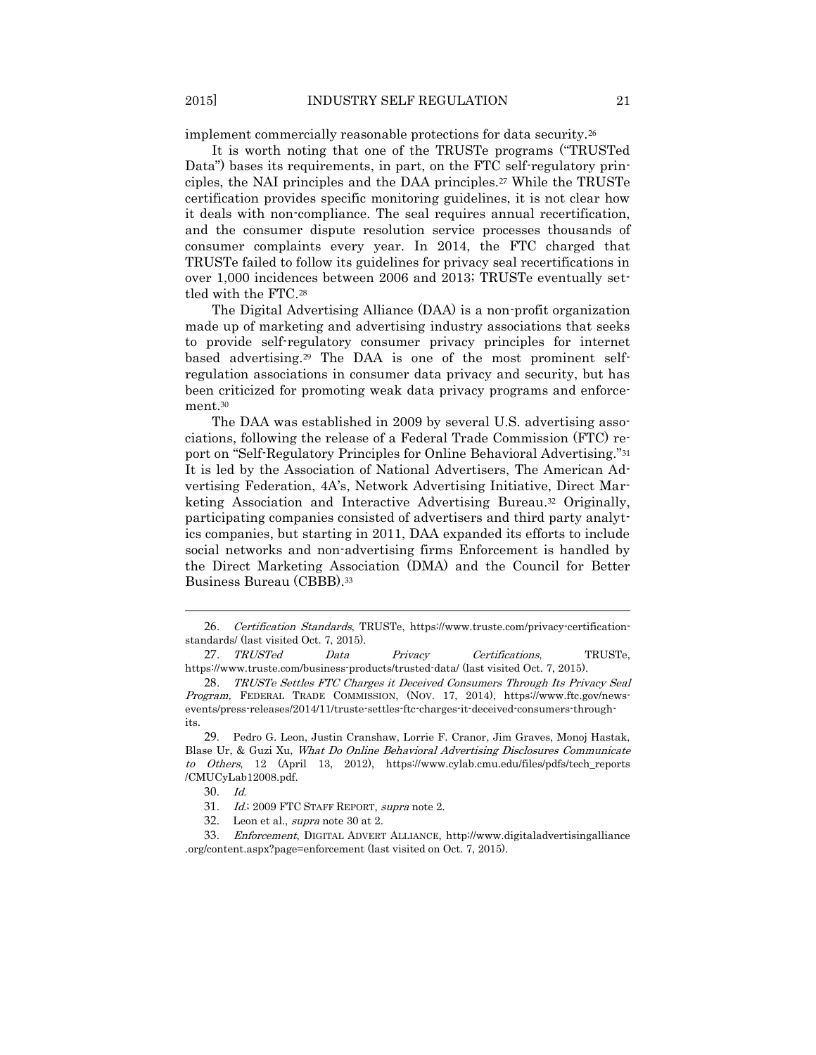implement commercially reasonable protections for data security.[26]

It is worth noting that one of the TRUSTe programs ("TRUSTed Data") bases its requirements, in part, on the FTC self-regulatory principles, the NAI principles and the DAA principles.[27] While the TRUSTe certification provides specific monitoring guidelines, it is not clear how it deals with non-compliance. The seal requires annual recertification, and the consumer dispute resolution service processes thousands of consumer complaints every year. In 2014, the FTC charged that TRUSTe failed to follow its guidelines for privacy seal recertifications in over 1,000 incidences between 2006 and 2013; TRUSTe eventually settled with the FTC.[28]

The Digital Advertising Alliance (DAA) is a non-profit organization made up of marketing and advertising industry associations that seeks to provide self-regulatory consumer privacy principles for internet based advertising.[29] The DAA is one of the most prominent self-regulation associations in consumer data privacy and security, but has been criticized for promoting weak data privacy programs and enforcement.[30]

The DAA was established in 2009 by several U.S. advertising associations, following the release of a Federal Trade Commission (FTC) report on "Self-Regulatory Principles for Online Behavioral Advertising."[31] It is led by the Association of National Advertisers, The American Advertising Federation, 4A's, Network Advertising Initiative, Direct Marketing Association and Interactive Advertising Bureau.[32] Originally, participating companies consisted of advertisers and third party analytics companies, but starting in 2011, DAA expanded its efforts to include social networks and non-advertising firms Enforcement is handled by the Direct Marketing Association (DMA) and the Council for Better Business Bureau (CBBB).[33]

---

26. *Certification Standards*, TRUSTe, https://www.truste.com/privacy-certification-standards/ (last visited Oct. 7, 2015).

27. *TRUSTed Data Privacy Certifications*, TRUSTe, https://www.truste.com/business-products/trusted-data/ (last visited Oct. 7, 2015).

28. *TRUSTe Settles FTC Charges it Deceived Consumers Through Its Privacy Seal Program,* FEDERAL TRADE COMMISSION, (NOV. 17, 2014), https://www.ftc.gov/news-events/press-releases/2014/11/truste-settles-ftc-charges-it-deceived-consumers-through-its.

29. Pedro G. Leon, Justin Cranshaw, Lorrie F. Cranor, Jim Graves, Monoj Hastak, Blase Ur, & Guzi Xu, *What Do Online Behavioral Advertising Disclosures Communicate to Others*, 12 (April 13, 2012), https://www.cylab.cmu.edu/files/pdfs/tech_reports/CMUCyLab12008.pdf.

30. *Id.*

31. *Id.*; 2009 FTC STAFF REPORT, *supra* note 2.

32. Leon et al., *supra* note 30 at 2.

33. *Enforcement*, DIGITAL ADVERT ALLIANCE, http://www.digitaladvertisingalliance.org/content.aspx?page=enforcement (last visited on Oct. 7, 2015).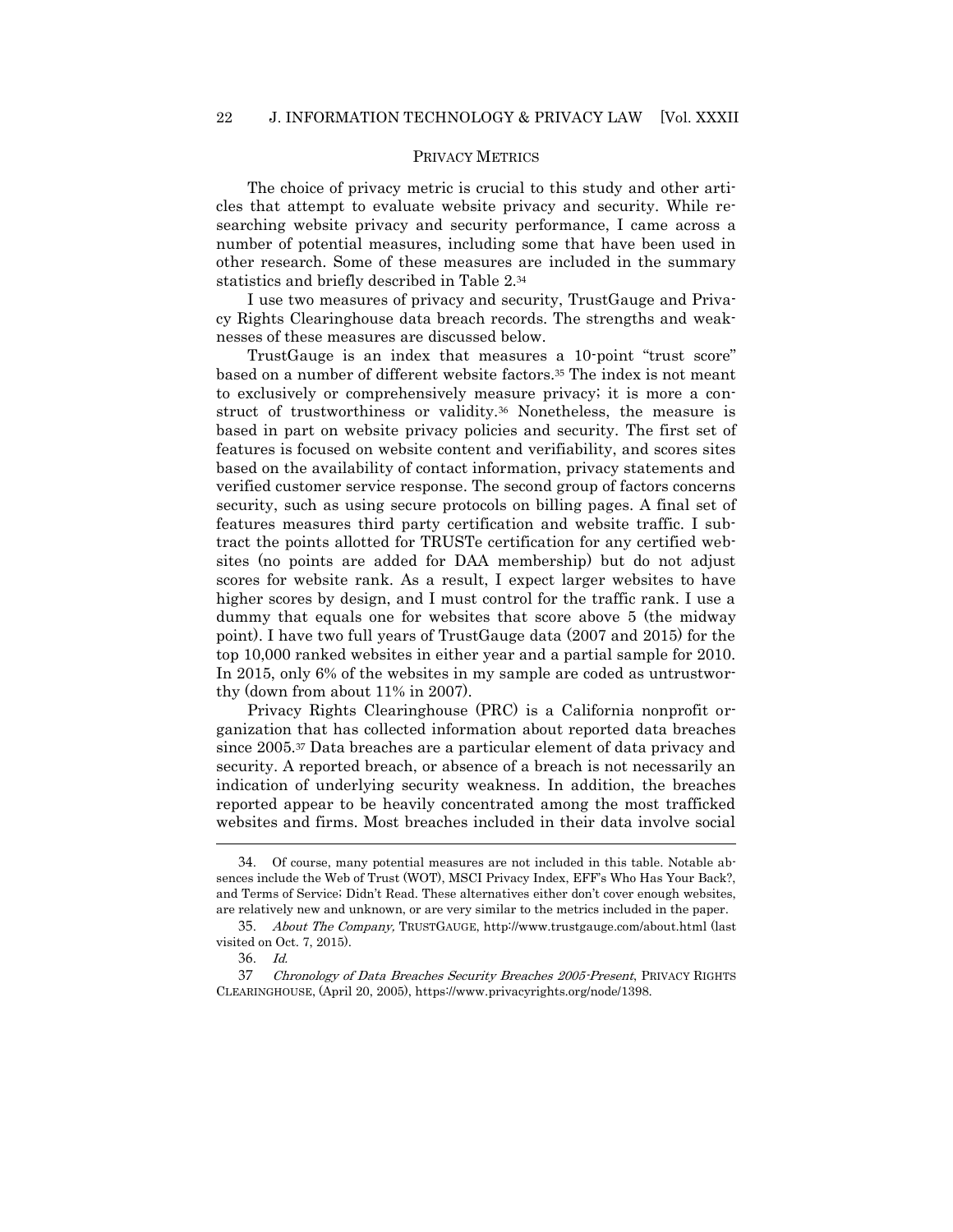## Privacy Metrics

The choice of privacy metric is crucial to this study and other articles that attempt to evaluate website privacy and security. While researching website privacy and security performance, I came across a number of potential measures, including some that have been used in other research. Some of these measures are included in the summary statistics and briefly described in Table 2.[34]

I use two measures of privacy and security, TrustGauge and Privacy Rights Clearinghouse data breach records. The strengths and weaknesses of these measures are discussed below.

TrustGauge is an index that measures a 10-point "trust score" based on a number of different website factors.[35] The index is not meant to exclusively or comprehensively measure privacy; it is more a construct of trustworthiness or validity.[36] Nonetheless, the measure is based in part on website privacy policies and security. The first set of features is focused on website content and verifiability, and scores sites based on the availability of contact information, privacy statements and verified customer service response. The second group of factors concerns security, such as using secure protocols on billing pages. A final set of features measures third party certification and website traffic. I subtract the points allotted for TRUSTe certification for any certified websites (no points are added for DAA membership) but do not adjust scores for website rank. As a result, I expect larger websites to have higher scores by design, and I must control for the traffic rank. I use a dummy that equals one for websites that score above 5 (the midway point). I have two full years of TrustGauge data (2007 and 2015) for the top 10,000 ranked websites in either year and a partial sample for 2010. In 2015, only 6% of the websites in my sample are coded as untrustworthy (down from about 11% in 2007).

Privacy Rights Clearinghouse (PRC) is a California nonprofit organization that has collected information about reported data breaches since 2005.[37] Data breaches are a particular element of data privacy and security. A reported breach, or absence of a breach is not necessarily an indication of underlying security weakness. In addition, the breaches reported appear to be heavily concentrated among the most trafficked websites and firms. Most breaches included in their data involve social

---

34. Of course, many potential measures are not included in this table. Notable absences include the Web of Trust (WOT), MSCI Privacy Index, EFF's Who Has Your Back?, and Terms of Service; Didn't Read. These alternatives either don't cover enough websites, are relatively new and unknown, or are very similar to the metrics included in the paper.

35. *About The Company,* TRUSTGAUGE, http://www.trustgauge.com/about.html (last visited on Oct. 7, 2015).

36. *Id.*

37 *Chronology of Data Breaches Security Breaches 2005-Present*, PRIVACY RIGHTS CLEARINGHOUSE, (April 20, 2005), https://www.privacyrights.org/node/1398.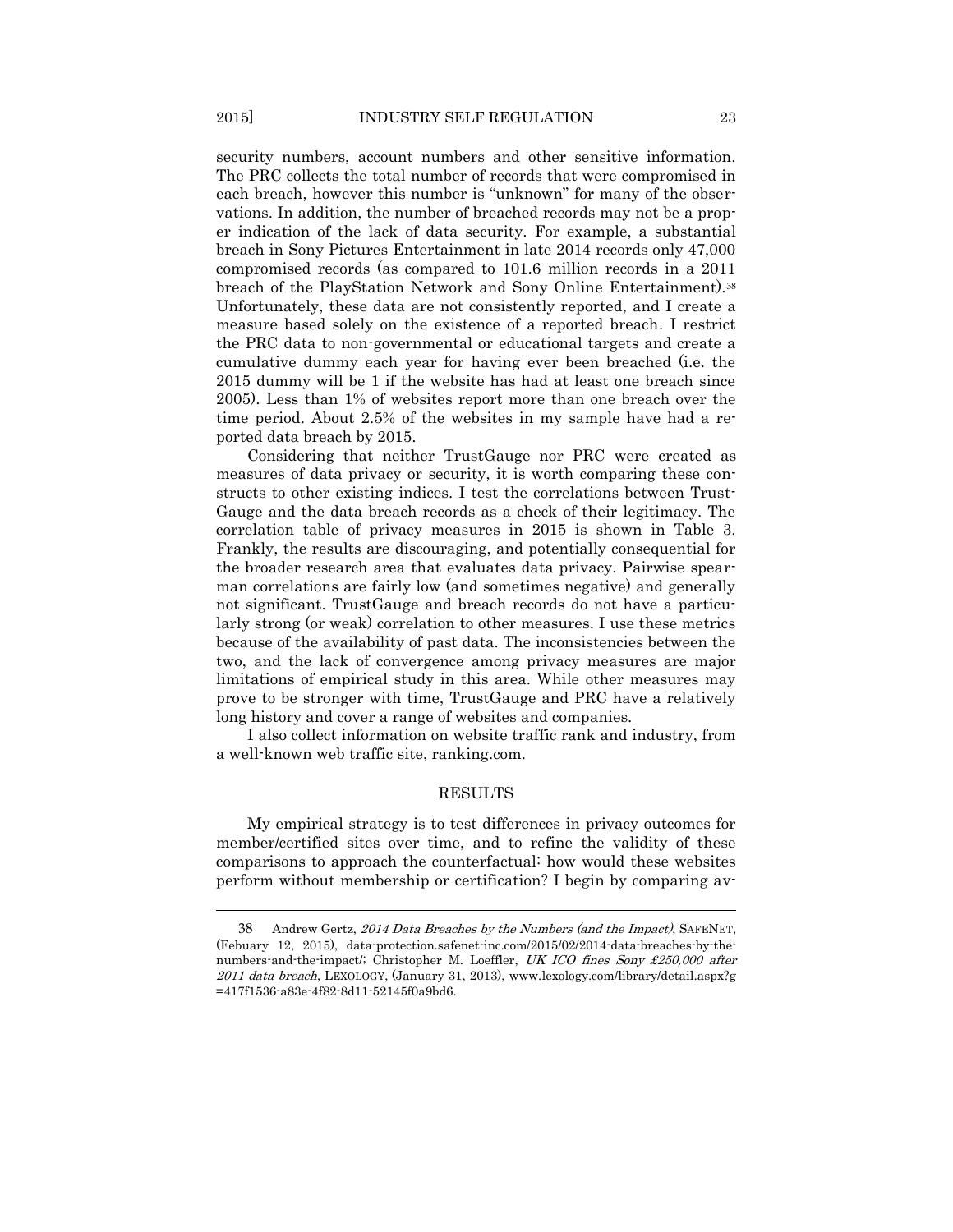security numbers, account numbers and other sensitive information. The PRC collects the total number of records that were compromised in each breach, however this number is "unknown" for many of the observations. In addition, the number of breached records may not be a proper indication of the lack of data security. For example, a substantial breach in Sony Pictures Entertainment in late 2014 records only 47,000 compromised records (as compared to 101.6 million records in a 2011 breach of the PlayStation Network and Sony Online Entertainment).[38] Unfortunately, these data are not consistently reported, and I create a measure based solely on the existence of a reported breach. I restrict the PRC data to non-governmental or educational targets and create a cumulative dummy each year for having ever been breached (i.e. the 2015 dummy will be 1 if the website has had at least one breach since 2005). Less than 1% of websites report more than one breach over the time period. About 2.5% of the websites in my sample have had a reported data breach by 2015.

Considering that neither TrustGauge nor PRC were created as measures of data privacy or security, it is worth comparing these constructs to other existing indices. I test the correlations between TrustGauge and the data breach records as a check of their legitimacy. The correlation table of privacy measures in 2015 is shown in Table 3. Frankly, the results are discouraging, and potentially consequential for the broader research area that evaluates data privacy. Pairwise spearman correlations are fairly low (and sometimes negative) and generally not significant. TrustGauge and breach records do not have a particularly strong (or weak) correlation to other measures. I use these metrics because of the availability of past data. The inconsistencies between the two, and the lack of convergence among privacy measures are major limitations of empirical study in this area. While other measures may prove to be stronger with time, TrustGauge and PRC have a relatively long history and cover a range of websites and companies.

I also collect information on website traffic rank and industry, from a well-known web traffic site, ranking.com.

## RESULTS

My empirical strategy is to test differences in privacy outcomes for member/certified sites over time, and to refine the validity of these comparisons to approach the counterfactual: how would these websites perform without membership or certification? I begin by comparing av-

---

38 Andrew Gertz, *2014 Data Breaches by the Numbers (and the Impact)*, SAFENET, (Febuary 12, 2015), data-protection.safenet-inc.com/2015/02/2014-data-breaches-by-the-numbers-and-the-impact/; Christopher M. Loeffler, *UK ICO fines Sony £250,000 after 2011 data breach*, LEXOLOGY, (January 31, 2013), www.lexology.com/library/detail.aspx?g=417f1536-a83e-4f82-8d11-52145f0a9bd6.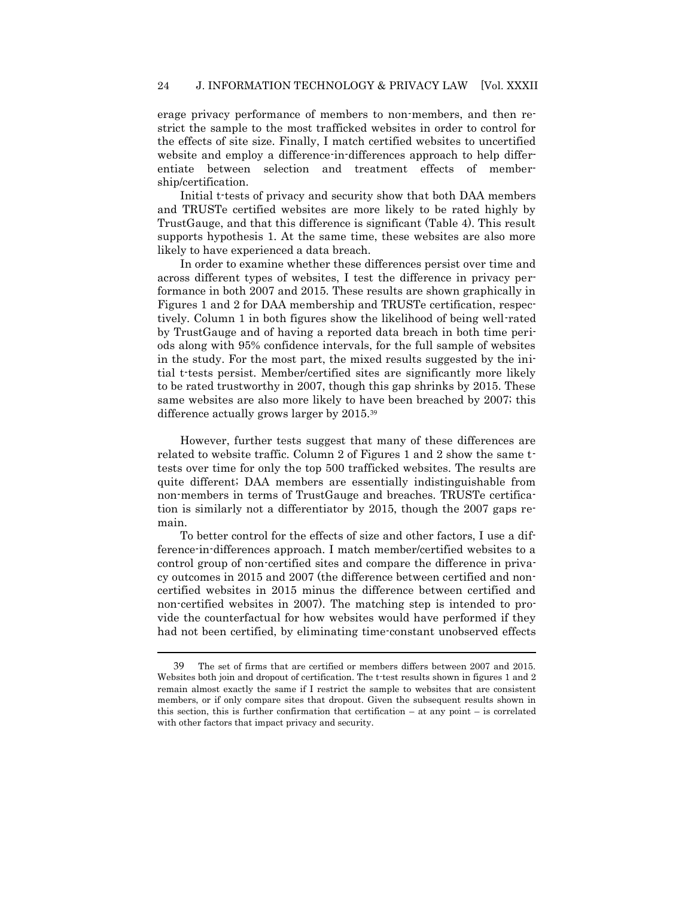erage privacy performance of members to non-members, and then restrict the sample to the most trafficked websites in order to control for the effects of site size. Finally, I match certified websites to uncertified website and employ a difference-in-differences approach to help differentiate between selection and treatment effects of membership/certification.

Initial t-tests of privacy and security show that both DAA members and TRUSTe certified websites are more likely to be rated highly by TrustGauge, and that this difference is significant (Table 4). This result supports hypothesis 1. At the same time, these websites are also more likely to have experienced a data breach.

In order to examine whether these differences persist over time and across different types of websites, I test the difference in privacy performance in both 2007 and 2015. These results are shown graphically in Figures 1 and 2 for DAA membership and TRUSTe certification, respectively. Column 1 in both figures show the likelihood of being well-rated by TrustGauge and of having a reported data breach in both time periods along with 95% confidence intervals, for the full sample of websites in the study. For the most part, the mixed results suggested by the initial t-tests persist. Member/certified sites are significantly more likely to be rated trustworthy in 2007, though this gap shrinks by 2015. These same websites are also more likely to have been breached by 2007; this difference actually grows larger by 2015.[39]

However, further tests suggest that many of these differences are related to website traffic. Column 2 of Figures 1 and 2 show the same t-tests over time for only the top 500 trafficked websites. The results are quite different; DAA members are essentially indistinguishable from non-members in terms of TrustGauge and breaches. TRUSTe certification is similarly not a differentiator by 2015, though the 2007 gaps remain.

To better control for the effects of size and other factors, I use a difference-in-differences approach. I match member/certified websites to a control group of non-certified sites and compare the difference in privacy outcomes in 2015 and 2007 (the difference between certified and non-certified websites in 2015 minus the difference between certified and non-certified websites in 2007). The matching step is intended to provide the counterfactual for how websites would have performed if they had not been certified, by eliminating time-constant unobserved effects

---

39 The set of firms that are certified or members differs between 2007 and 2015. Websites both join and dropout of certification. The t-test results shown in figures 1 and 2 remain almost exactly the same if I restrict the sample to websites that are consistent members, or if only compare sites that dropout. Given the subsequent results shown in this section, this is further confirmation that certification – at any point – is correlated with other factors that impact privacy and security.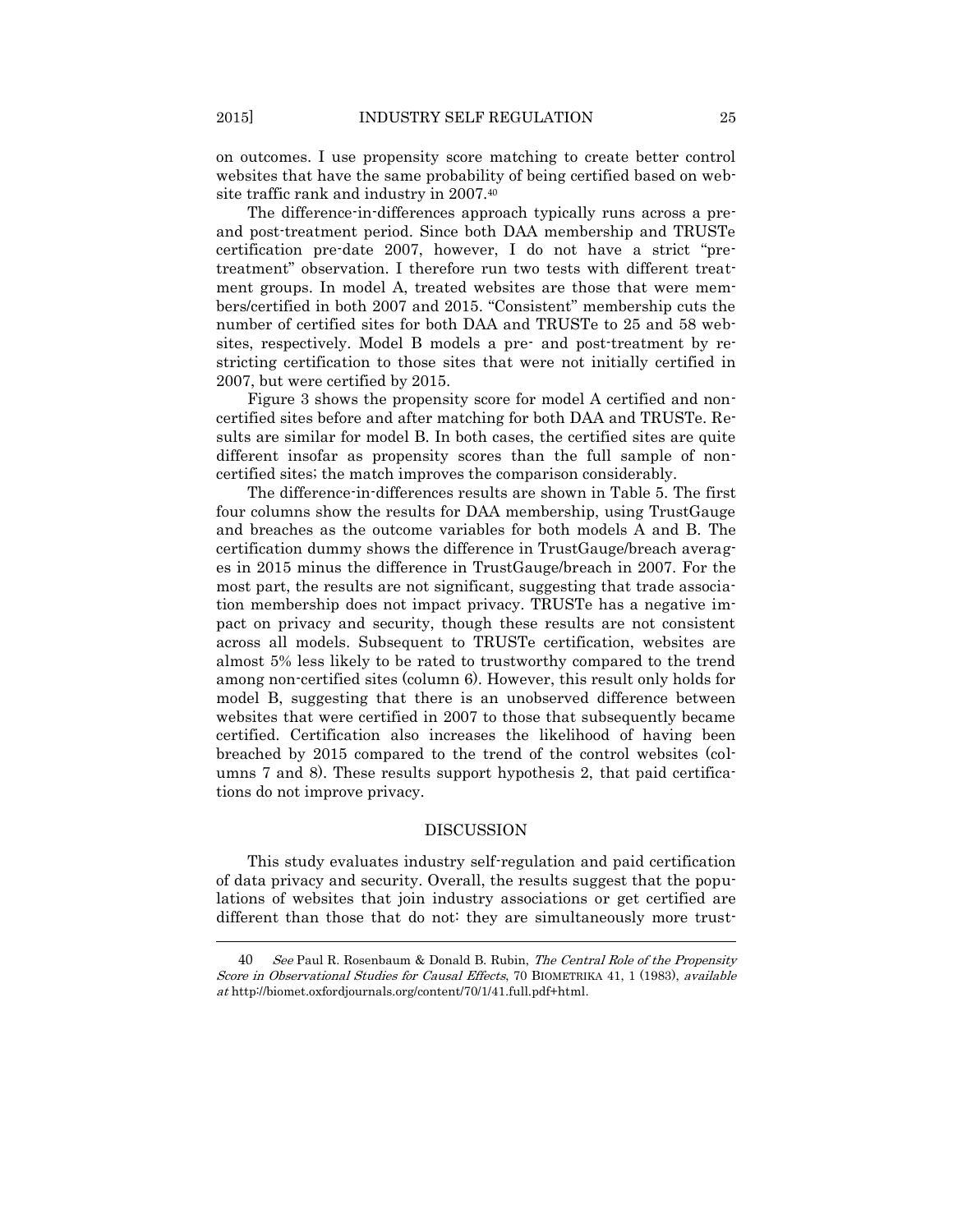on outcomes. I use propensity score matching to create better control websites that have the same probability of being certified based on website traffic rank and industry in 2007.[40]

The difference-in-differences approach typically runs across a pre- and post-treatment period. Since both DAA membership and TRUSTe certification pre-date 2007, however, I do not have a strict "pre-treatment" observation. I therefore run two tests with different treatment groups. In model A, treated websites are those that were members/certified in both 2007 and 2015. "Consistent" membership cuts the number of certified sites for both DAA and TRUSTe to 25 and 58 websites, respectively. Model B models a pre- and post-treatment by restricting certification to those sites that were not initially certified in 2007, but were certified by 2015.

Figure 3 shows the propensity score for model A certified and non-certified sites before and after matching for both DAA and TRUSTe. Results are similar for model B. In both cases, the certified sites are quite different insofar as propensity scores than the full sample of non-certified sites; the match improves the comparison considerably.

The difference-in-differences results are shown in Table 5. The first four columns show the results for DAA membership, using TrustGauge and breaches as the outcome variables for both models A and B. The certification dummy shows the difference in TrustGauge/breach averages in 2015 minus the difference in TrustGauge/breach in 2007. For the most part, the results are not significant, suggesting that trade association membership does not impact privacy. TRUSTe has a negative impact on privacy and security, though these results are not consistent across all models. Subsequent to TRUSTe certification, websites are almost 5% less likely to be rated to trustworthy compared to the trend among non-certified sites (column 6). However, this result only holds for model B, suggesting that there is an unobserved difference between websites that were certified in 2007 to those that subsequently became certified. Certification also increases the likelihood of having been breached by 2015 compared to the trend of the control websites (columns 7 and 8). These results support hypothesis 2, that paid certifications do not improve privacy.

## DISCUSSION

This study evaluates industry self-regulation and paid certification of data privacy and security. Overall, the results suggest that the populations of websites that join industry associations or get certified are different than those that do not: they are simultaneously more trust-

---

40 *See* Paul R. Rosenbaum & Donald B. Rubin, *The Central Role of the Propensity Score in Observational Studies for Causal Effects*, 70 BIOMETRIKA 41, 1 (1983), *available at* http://biomet.oxfordjournals.org/content/70/1/41.full.pdf+html.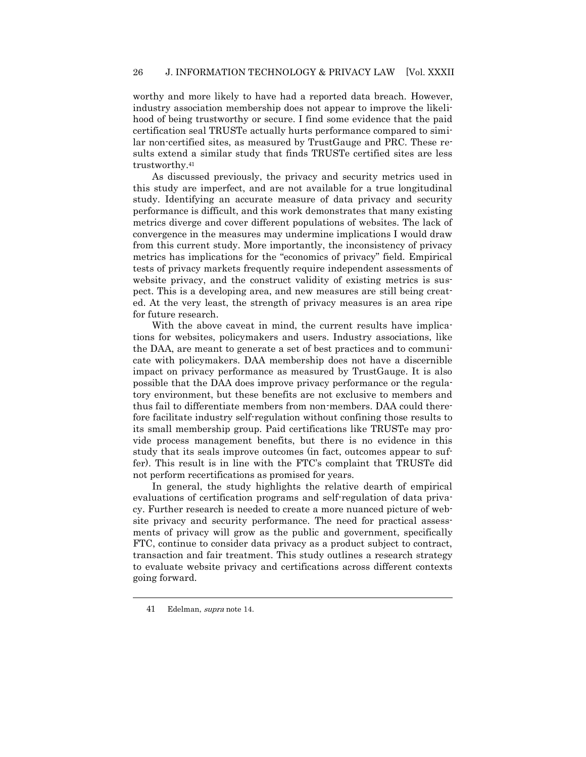worthy and more likely to have had a reported data breach. However, industry association membership does not appear to improve the likelihood of being trustworthy or secure. I find some evidence that the paid certification seal TRUSTe actually hurts performance compared to similar non-certified sites, as measured by TrustGauge and PRC. These results extend a similar study that finds TRUSTe certified sites are less trustworthy.[41]

As discussed previously, the privacy and security metrics used in this study are imperfect, and are not available for a true longitudinal study. Identifying an accurate measure of data privacy and security performance is difficult, and this work demonstrates that many existing metrics diverge and cover different populations of websites. The lack of convergence in the measures may undermine implications I would draw from this current study. More importantly, the inconsistency of privacy metrics has implications for the "economics of privacy" field. Empirical tests of privacy markets frequently require independent assessments of website privacy, and the construct validity of existing metrics is suspect. This is a developing area, and new measures are still being created. At the very least, the strength of privacy measures is an area ripe for future research.

With the above caveat in mind, the current results have implications for websites, policymakers and users. Industry associations, like the DAA, are meant to generate a set of best practices and to communicate with policymakers. DAA membership does not have a discernible impact on privacy performance as measured by TrustGauge. It is also possible that the DAA does improve privacy performance or the regulatory environment, but these benefits are not exclusive to members and thus fail to differentiate members from non-members. DAA could therefore facilitate industry self-regulation without confining those results to its small membership group. Paid certifications like TRUSTe may provide process management benefits, but there is no evidence in this study that its seals improve outcomes (in fact, outcomes appear to suffer). This result is in line with the FTC's complaint that TRUSTe did not perform recertifications as promised for years.

In general, the study highlights the relative dearth of empirical evaluations of certification programs and self-regulation of data privacy. Further research is needed to create a more nuanced picture of website privacy and security performance. The need for practical assessments of privacy will grow as the public and government, specifically FTC, continue to consider data privacy as a product subject to contract, transaction and fair treatment. This study outlines a research strategy to evaluate website privacy and certifications across different contexts going forward.

---

41 Edelman, *supra* note 14.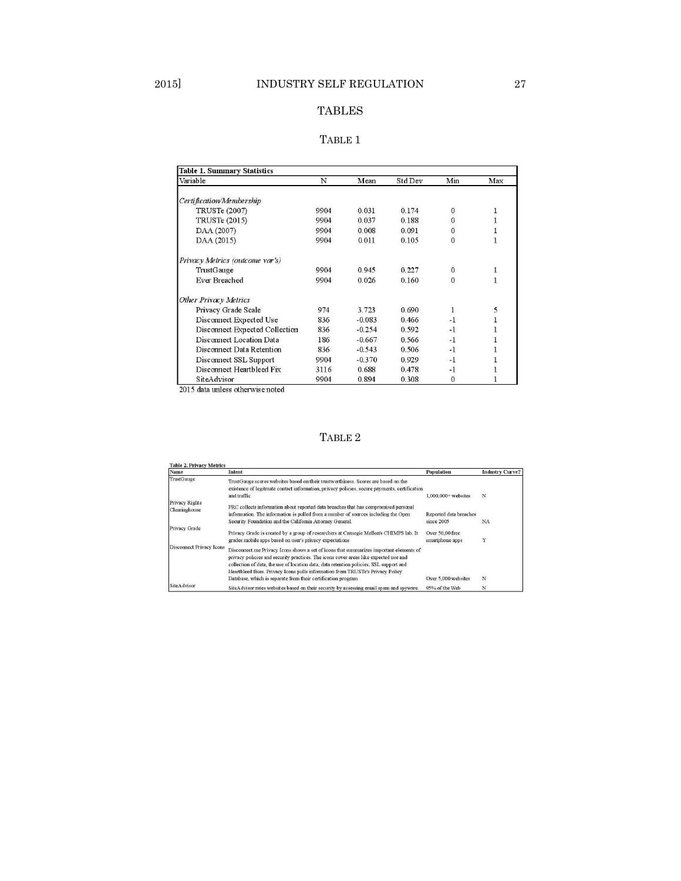# TABLES

## TABLE 1

| **Table 1. Summary Statistics** | | | | | |
|---|---|---|---|---|---|
| Variable | N | Mean | Std Dev | Min | Max |
| *Certification/Membership* | | | | | |
| TRUSTe (2007) | 9904 | 0.031 | 0.174 | 0 | 1 |
| TRUSTe (2015) | 9904 | 0.037 | 0.188 | 0 | 1 |
| DAA (2007) | 9904 | 0.008 | 0.091 | 0 | 1 |
| DAA (2015) | 9904 | 0.011 | 0.105 | 0 | 1 |
| *Privacy Metrics (outcome var's)* | | | | | |
| TrustGauge | 9904 | 0.945 | 0.227 | 0 | 1 |
| Ever Breached | 9904 | 0.026 | 0.160 | 0 | 1 |
| *Other Privacy Metrics* | | | | | |
| Privacy Grade Scale | 974 | 3.723 | 0.690 | 1 | 5 |
| Disconnect Expected Use | 836 | -0.083 | 0.466 | -1 | 1 |
| Disconnect Expected Collection | 836 | -0.254 | 0.592 | -1 | 1 |
| Disconnect Location Data | 186 | -0.667 | 0.566 | -1 | 1 |
| Disconnect Data Retention | 836 | -0.543 | 0.506 | -1 | 1 |
| Disconnect SSL Support | 9904 | -0.370 | 0.929 | -1 | 1 |
| Disconnect Heartbleed Fix | 3116 | 0.688 | 0.478 | -1 | 1 |
| SiteAdvisor | 9904 | 0.894 | 0.308 | 0 | 1 |

2015 data unless otherwise noted

## TABLE 2

| **Table 2. Privacy Metrics** | | | |
|---|---|---|---|
| Name | Intent | Population | Industry Curve? |
| TrustGauge | TrustGauge scores websites based on their trustworthiness. Scores are based on the existence of legitimate contact information, privacy policies, secure payments, certification and traffic | 1,000,000+ websites | N |
| Privacy Rights Clearinghouse | PRC collects information about reported data breaches that has compromised personal information. The information is pulled from a number of sources including the Open Security Foundation and the California Attorney General. | Reported data breaches since 2005 | NA |
| Privacy Grade | Privacy Grade is created by a group of researchers at Carnegie Mellon's CHIMPS lab. It grades mobile apps based on user's privacy expectations | Over 50,00 free smartphone apps | Y |
| Disconnect Privacy Icons | Disconnect.me Privacy Icons shows a set of icons that summarizes important elements of privacy policies and security practices. The icons cover areas like expected use and collection of data, the use of location data, data retention policies, SSL support and Heartbleed fixes. Privacy Icons pulls information from TRUSTe's Privacy Policy Database, which is separate from their certification program | Over 5,000 websites | N |
| SiteAdvisor | SiteAdvisor rates websites based on their security by assessing email spam and spyware. | 95% of the Web | N |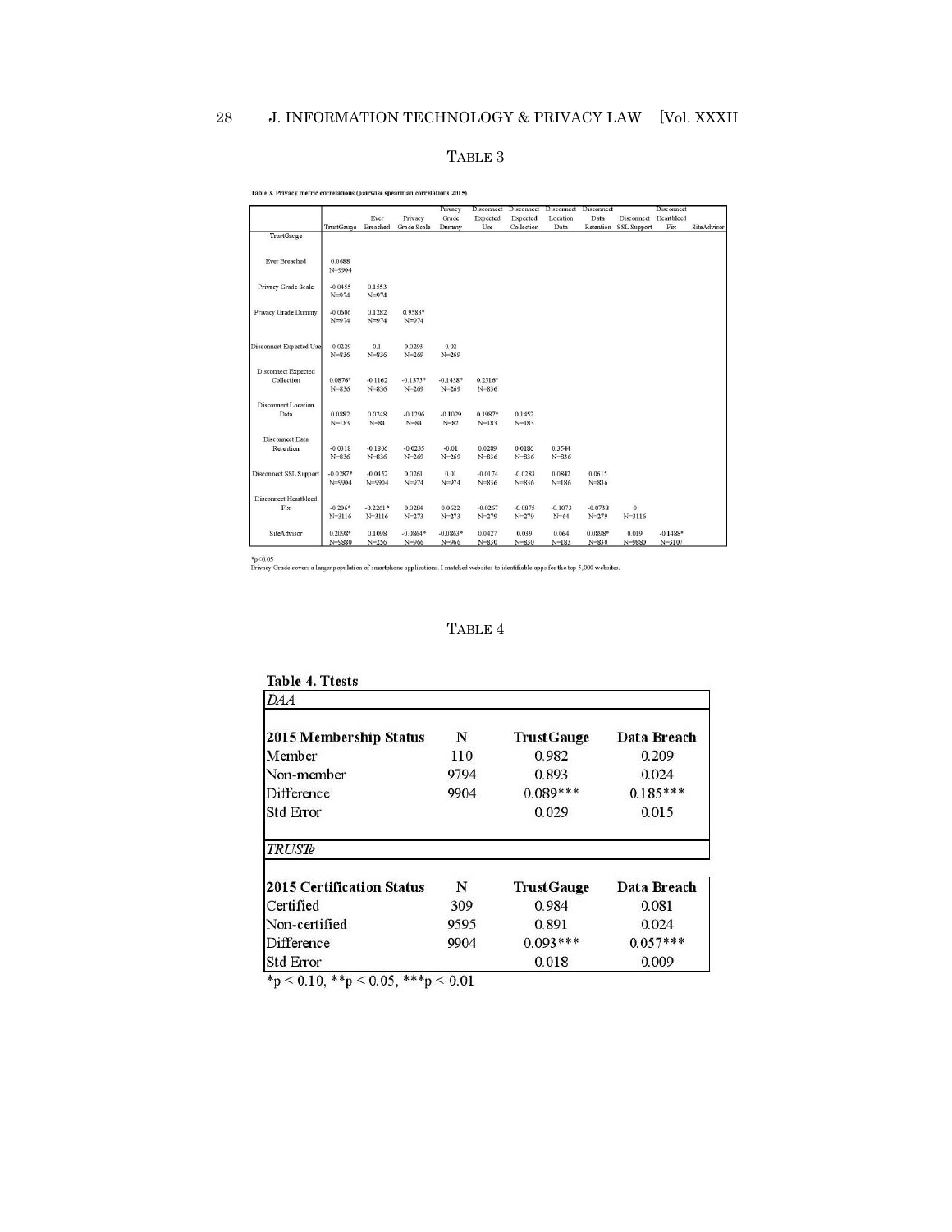TABLE 3

**Table 3. Privacy metric correlations (pairwise spearman correlations 2015)**

| | TrustGauge | Ever Breached | Privacy Grade Scale | Privacy Grade Dummy | Disconnect Expected Use | Disconnect Expected Collection | Disconnect Location Data | Disconnect Data Retention | Disconnect SSL Support | Disconnect Heartbleed Fix | SiteAdvisor |
|---|---|---|---|---|---|---|---|---|---|---|---|
| TrustGauge | | | | | | | | | | | |
| Ever Breached | 0.0688 N=9904 | | | | | | | | | | |
| Privacy Grade Scale | -0.0455 N=974 | 0.1553 N=974 | | | | | | | | | |
| Privacy Grade Dummy | -0.0606 N=974 | 0.1282 N=974 | 0.9583* N=974 | | | | | | | | |
| Disconnect Expected Use | -0.0229 N=836 | 0.1 N=836 | 0.0293 N=269 | 0.02 N=269 | | | | | | | |
| Disconnect Expected Collection | 0.0876* N=836 | -0.1162 N=836 | -0.1375* N=269 | -0.1438* N=269 | 0.2516* N=836 | | | | | | |
| Disconnect Location Data | 0.0882 N=183 | 0.0248 N=84 | -0.1296 N=84 | -0.1029 N=82 | 0.1987* N=183 | 0.1452 N=183 | | | | | |
| Disconnect Data Retention | -0.0318 N=836 | -0.1806 N=836 | -0.0235 N=269 | -0.01 N=269 | 0.0289 N=836 | 0.0186 N=836 | 0.3544 N=836 | | | | |
| Disconnect SSL Support | -0.0287* N=9904 | -0.0452 N=9904 | 0.0261 N=974 | 0.01 N=974 | -0.0174 N=836 | -0.0283 N=836 | 0.0842 N=186 | 0.0615 N=836 | | | |
| Disconnect Heartbleed Fix | -0.206* N=3116 | -0.2261* N=3116 | 0.0284 N=273 | 0.0622 N=273 | -0.0267 N=279 | -0.0875 N=279 | -0.1073 N=64 | -0.0738 N=279 | 0 N=3116 | | |
| SiteAdvisor | 0.2098* N=9880 | 0.1698 N=256 | -0.0864* N=966 | -0.0863* N=966 | 0.0427 N=830 | 0.019 N=830 | 0.064 N=183 | 0.0898* N=830 | 0.019 N=9880 | -0.1488* N=3107 | |

$^*p<0.05$

Privacy Grade covers a larger population of smartphone applications. I matched websites to identifiable apps for the top 5,000 websites.

TABLE 4

**Table 4. Ttests**

| *DAA* | | | |
|---|---|---|---|
| **2015 Membership Status** | **N** | **TrustGauge** | **Data Breach** |
| Member | 110 | 0.982 | 0.209 |
| Non-member | 9794 | 0.893 | 0.024 |
| Difference | 9904 | 0.089*** | 0.185*** |
| Std Error | | 0.029 | 0.015 |
| *TRUSTe* | | | |
| **2015 Certification Status** | **N** | **TrustGauge** | **Data Breach** |
| Certified | 309 | 0.984 | 0.081 |
| Non-certified | 9595 | 0.891 | 0.024 |
| Difference | 9904 | 0.093*** | 0.057*** |
| Std Error | | 0.018 | 0.009 |

$^*p < 0.10$, $^{**}p < 0.05$, $^{***}p < 0.01$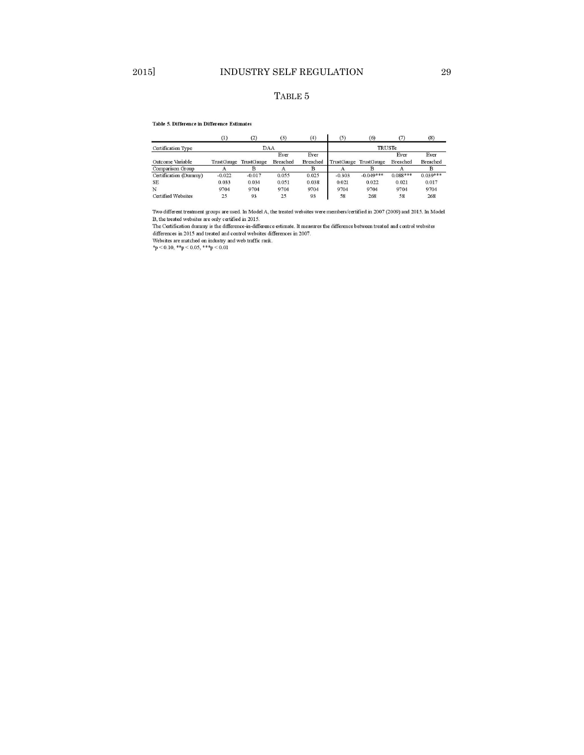TABLE 5

**Table 5. Difference in Difference Estimates**

| | (1) | (2) | (3) | (4) | (5) | (6) | (7) | (8) |
|---|---|---|---|---|---|---|---|---|
| Certification Type | DAA | | | | TRUSTe | | | |
| Outcome Variable | TrustGauge | TrustGauge | Ever Breached | Ever Breached | TrustGauge | TrustGauge | Ever Breached | Ever Breached |
| Comparison Group | A | B | A | B | A | B | A | B |
| Certification (Dummy) | -0.022 | -0.017 | 0.055 | 0.025 | -0.303 | -0.049*** | 0.088*** | 0.039*** |
| SE | 0.033 | 0.034 | 0.051 | 0.038 | 0.021 | 0.022 | 0.021 | 0.017 |
| N | 9704 | 9704 | 9704 | 9704 | 9704 | 9704 | 9704 | 9704 |
| Certified Websites | 25 | 93 | 25 | 93 | 58 | 268 | 58 | 268 |

Two different treatment groups are used. In Model A, the treated websites were members/certified in 2007 (2009) and 2015. In Model B, the treated websites are only certified in 2015.

The Certification dummy is the difference-in-difference estimate. It measures the difference between treated and control websites differences in 2015 and treated and control websites differences in 2007.

Websites are matched on industry and web traffic rank.

*$p < 0.10$, **$p < 0.05$, ***$p < 0.01$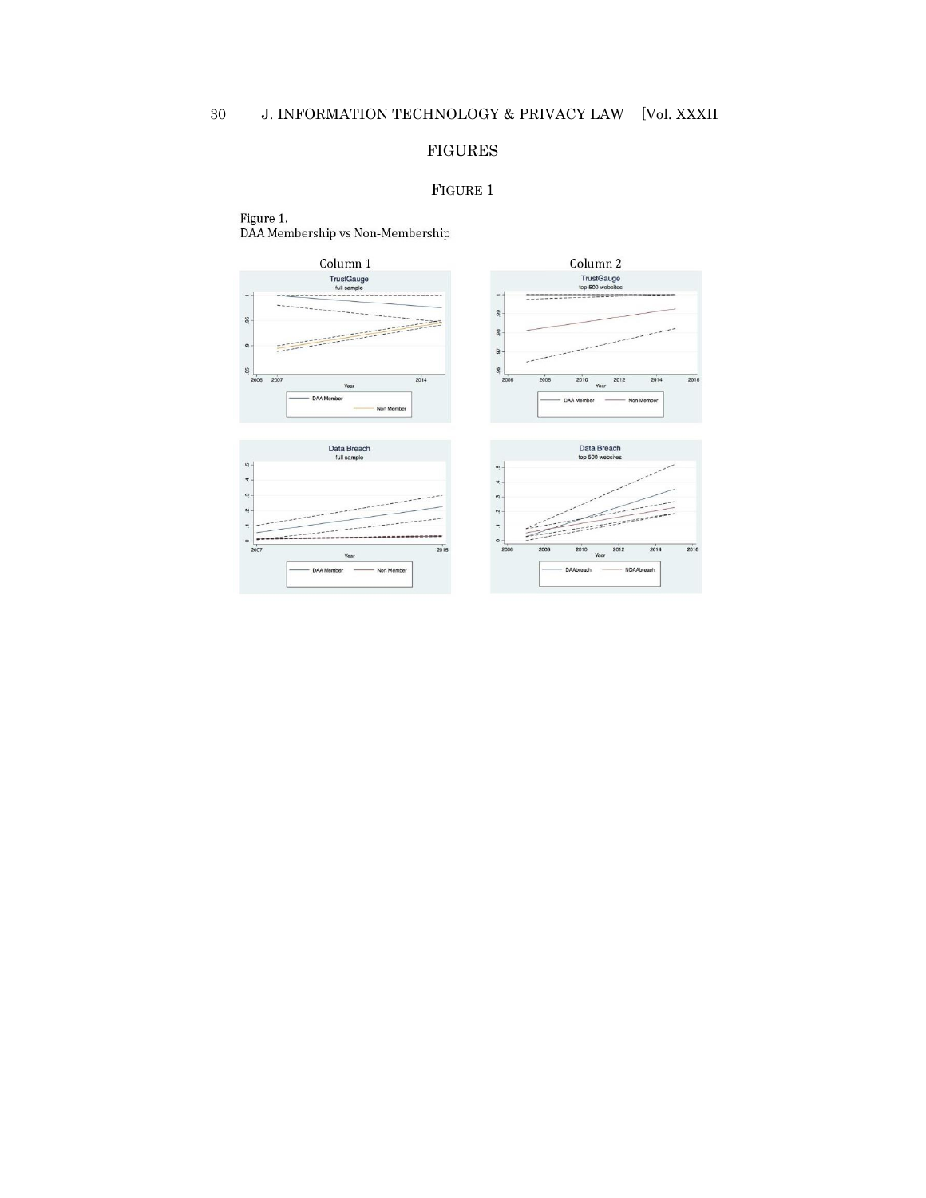## FIGURES

### FIGURE 1

Figure 1.
DAA Membership vs Non-Membership

Column 1

Column 2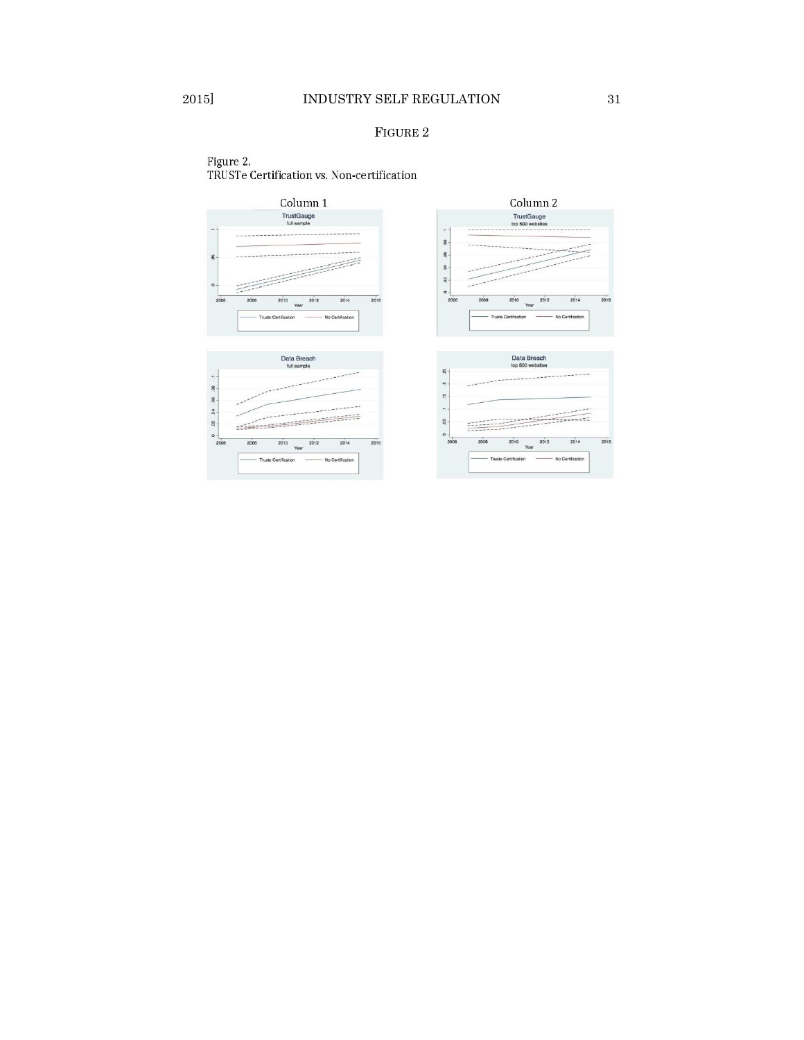FIGURE 2

Figure 2.
TRUSTe Certification vs. Non-certification

Column 1

Column 2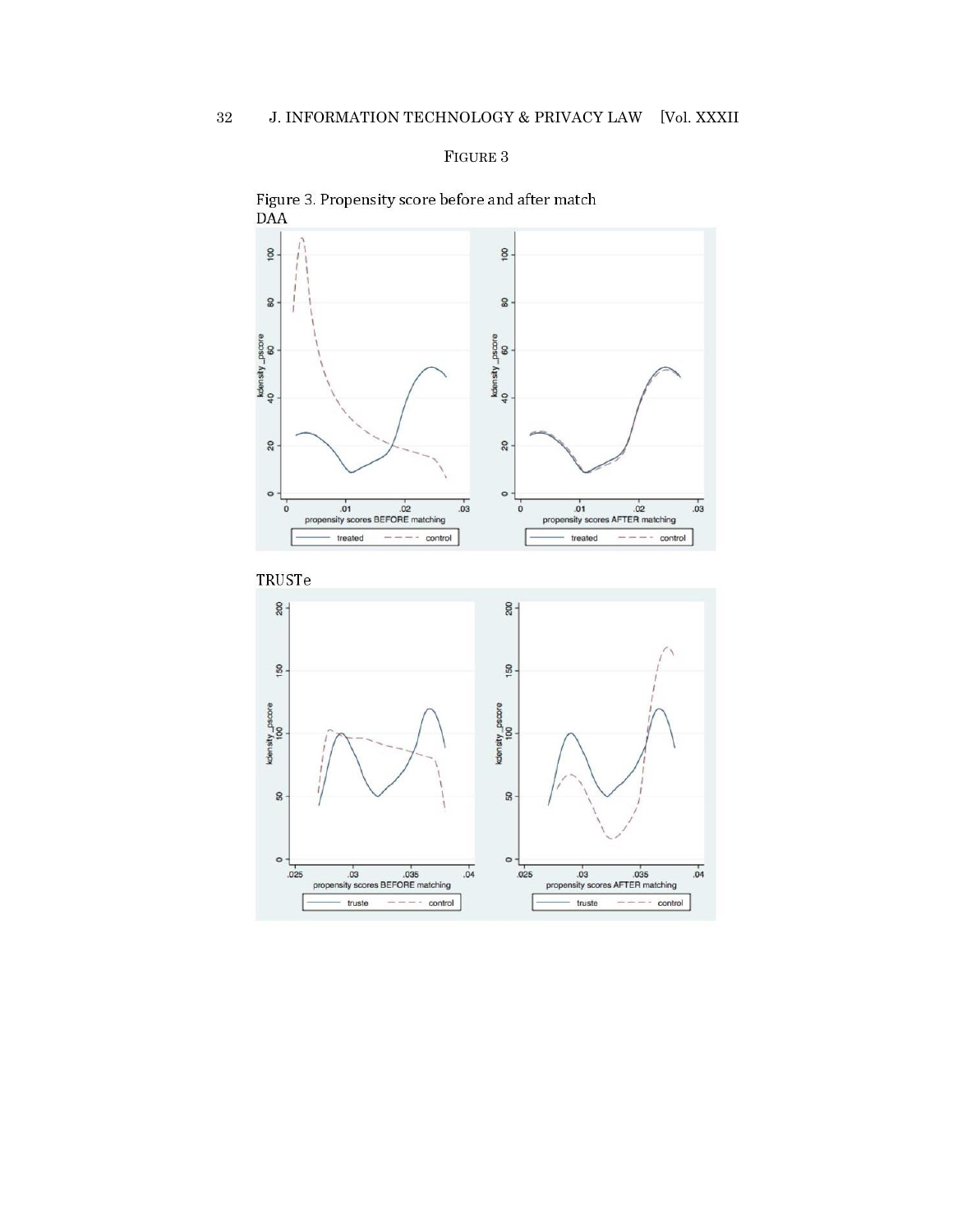FIGURE 3

Figure 3. Propensity score before and after match

DAA

kdensity _pscore

0
20
40
60
80
100

0
.01
.02
.03

propensity scores BEFORE matching

treated
control

kdensity _pscore

0
20
40
60
80
100

0
.01
.02
.03

propensity scores AFTER matching

treated
control

TRUSTe

kdensity _pscore

0
50
100
150
200

.025
.03
.035
.04

propensity scores BEFORE matching

truste
control

kdensity _pscore

0
50
100
150
200

.025
.03
.035
.04

propensity scores AFTER matching

truste
control